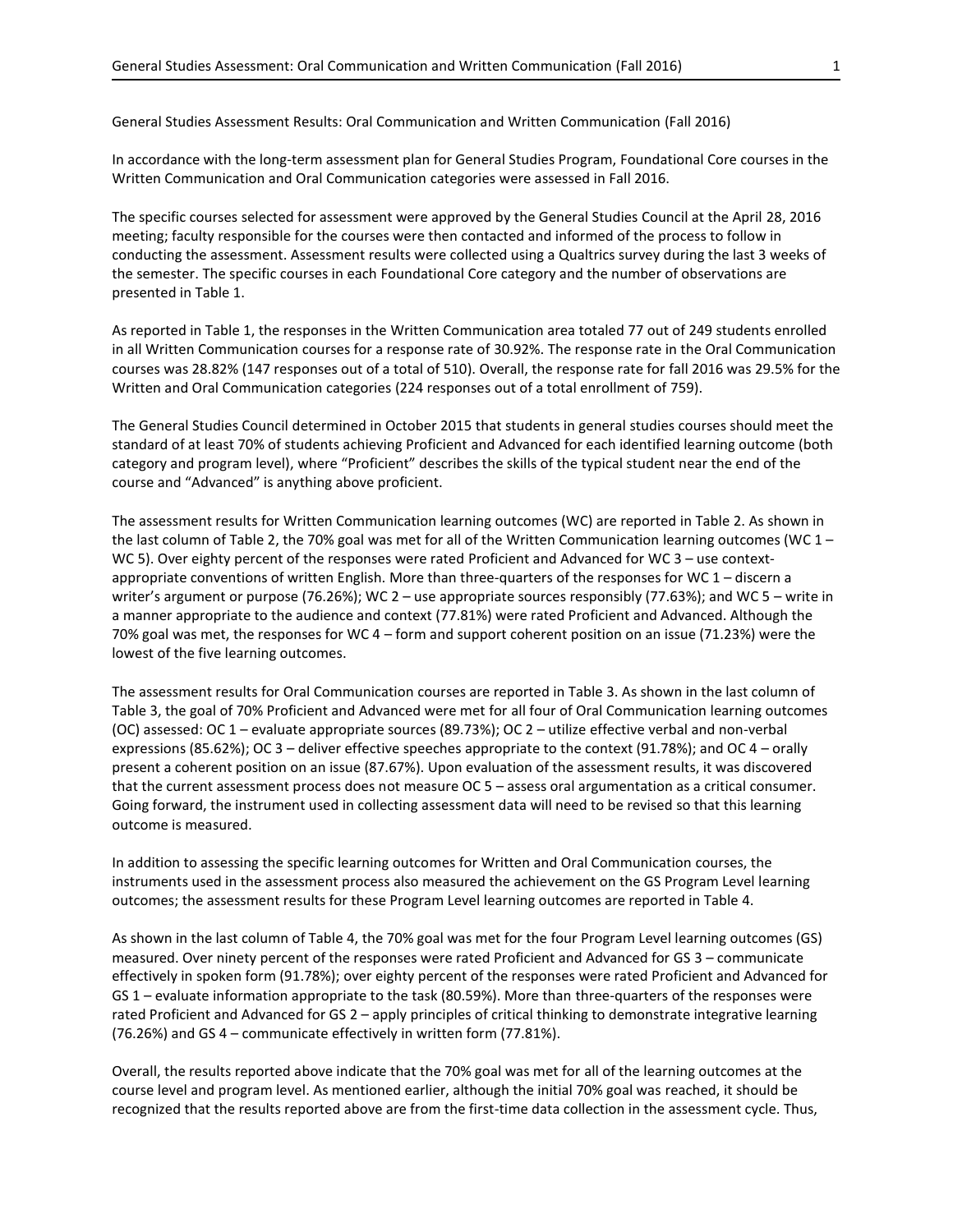General Studies Assessment Results: Oral Communication and Written Communication (Fall 2016)

In accordance with the long-term assessment plan for General Studies Program, Foundational Core courses in the Written Communication and Oral Communication categories were assessed in Fall 2016.

The specific courses selected for assessment were approved by the General Studies Council at the April 28, 2016 meeting; faculty responsible for the courses were then contacted and informed of the process to follow in conducting the assessment. Assessment results were collected using a Qualtrics survey during the last 3 weeks of the semester. The specific courses in each Foundational Core category and the number of observations are presented in Table 1.

As reported in Table 1, the responses in the Written Communication area totaled 77 out of 249 students enrolled in all Written Communication courses for a response rate of 30.92%. The response rate in the Oral Communication courses was 28.82% (147 responses out of a total of 510). Overall, the response rate for fall 2016 was 29.5% for the Written and Oral Communication categories (224 responses out of a total enrollment of 759).

The General Studies Council determined in October 2015 that students in general studies courses should meet the standard of at least 70% of students achieving Proficient and Advanced for each identified learning outcome (both category and program level), where "Proficient" describes the skills of the typical student near the end of the course and "Advanced" is anything above proficient.

The assessment results for Written Communication learning outcomes (WC) are reported in Table 2. As shown in the last column of Table 2, the 70% goal was met for all of the Written Communication learning outcomes (WC 1 – WC 5). Over eighty percent of the responses were rated Proficient and Advanced for WC 3 – use context-appropriate conventions of written English. More than three-quarters of the responses for WC 1 – discern a writer's argument or purpose (76.26%); WC 2 – use appropriate sources responsibly (77.63%); and WC 5 – write in a manner appropriate to the audience and context (77.81%) were rated Proficient and Advanced. Although the 70% goal was met, the responses for WC 4 – form and support coherent position on an issue (71.23%) were the lowest of the five learning outcomes.

The assessment results for Oral Communication courses are reported in Table 3. As shown in the last column of Table 3, the goal of 70% Proficient and Advanced were met for all four of Oral Communication learning outcomes (OC) assessed: OC 1 – evaluate appropriate sources (89.73%); OC 2 – utilize effective verbal and non-verbal expressions (85.62%); OC 3 – deliver effective speeches appropriate to the context (91.78%); and OC 4 – orally present a coherent position on an issue (87.67%). Upon evaluation of the assessment results, it was discovered that the current assessment process does not measure OC 5 – assess oral argumentation as a critical consumer. Going forward, the instrument used in collecting assessment data will need to be revised so that this learning outcome is measured.

In addition to assessing the specific learning outcomes for Written and Oral Communication courses, the instruments used in the assessment process also measured the achievement on the GS Program Level learning outcomes; the assessment results for these Program Level learning outcomes are reported in Table 4.

As shown in the last column of Table 4, the 70% goal was met for the four Program Level learning outcomes (GS) measured. Over ninety percent of the responses were rated Proficient and Advanced for GS 3 – communicate effectively in spoken form (91.78%); over eighty percent of the responses were rated Proficient and Advanced for GS 1 – evaluate information appropriate to the task (80.59%). More than three-quarters of the responses were rated Proficient and Advanced for GS 2 – apply principles of critical thinking to demonstrate integrative learning (76.26%) and GS 4 – communicate effectively in written form (77.81%).

Overall, the results reported above indicate that the 70% goal was met for all of the learning outcomes at the course level and program level. As mentioned earlier, although the initial 70% goal was reached, it should be recognized that the results reported above are from the first-time data collection in the assessment cycle. Thus,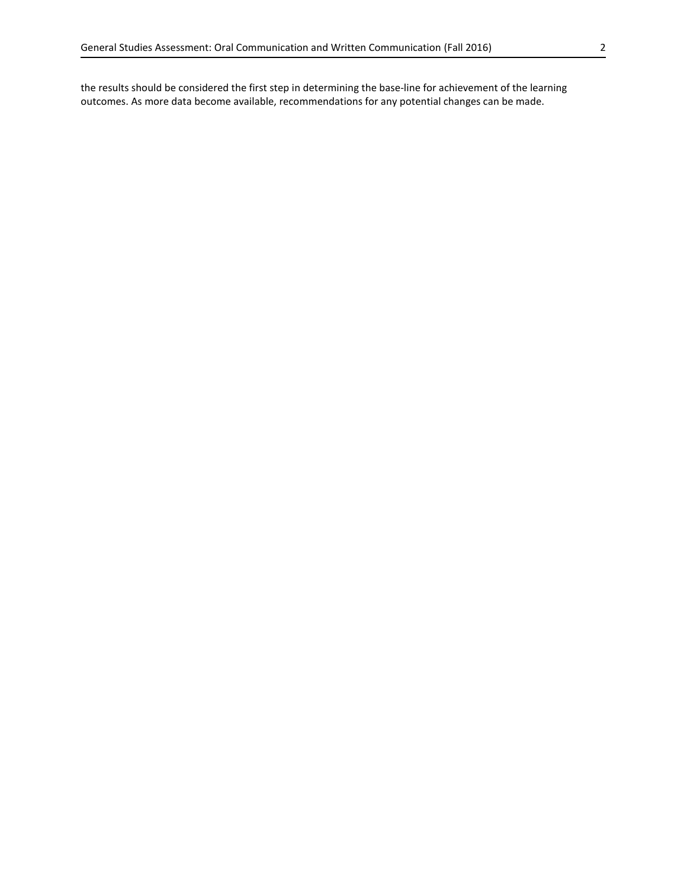the results should be considered the first step in determining the base-line for achievement of the learning outcomes. As more data become available, recommendations for any potential changes can be made.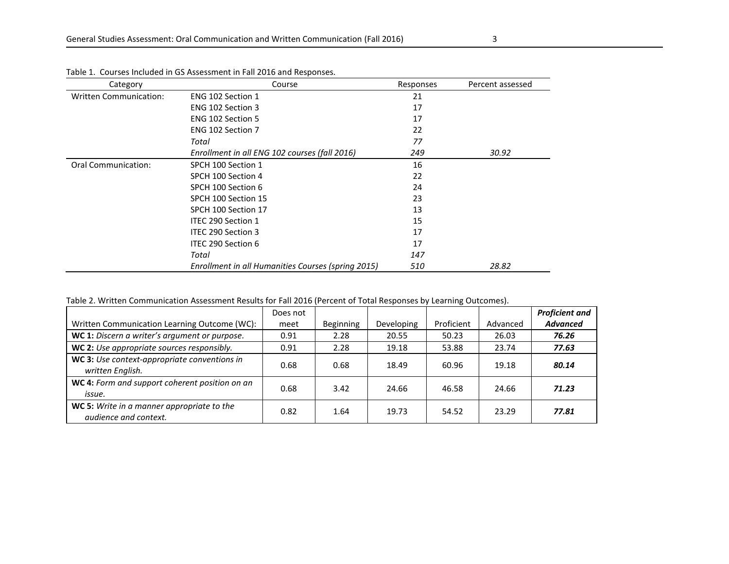Table 1. Courses Included in GS Assessment in Fall 2016 and Responses.

| Category | Course | Responses | Percent assessed |
|---|---|---|---|
| Written Communication: | ENG 102 Section 1 | 21 | |
| | ENG 102 Section 3 | 17 | |
| | ENG 102 Section 5 | 17 | |
| | ENG 102 Section 7 | 22 | |
| | *Total* | *77* | |
| | *Enrollment in all ENG 102 courses (fall 2016)* | *249* | *30.92* |
| Oral Communication: | SPCH 100 Section 1 | 16 | |
| | SPCH 100 Section 4 | 22 | |
| | SPCH 100 Section 6 | 24 | |
| | SPCH 100 Section 15 | 23 | |
| | SPCH 100 Section 17 | 13 | |
| | ITEC 290 Section 1 | 15 | |
| | ITEC 290 Section 3 | 17 | |
| | ITEC 290 Section 6 | 17 | |
| | *Total* | *147* | |
| | *Enrollment in all Humanities Courses (spring 2015)* | *510* | *28.82* |

Table 2. Written Communication Assessment Results for Fall 2016 (Percent of Total Responses by Learning Outcomes).

| Written Communication Learning Outcome (WC): | Does not meet | Beginning | Developing | Proficient | Advanced | ***Proficient and Advanced*** |
|---|---|---|---|---|---|---|
| **WC 1:** *Discern a writer's argument or purpose.* | 0.91 | 2.28 | 20.55 | 50.23 | 26.03 | ***76.26*** |
| **WC 2:** *Use appropriate sources responsibly.* | 0.91 | 2.28 | 19.18 | 53.88 | 23.74 | ***77.63*** |
| **WC 3:** *Use context-appropriate conventions in written English.* | 0.68 | 0.68 | 18.49 | 60.96 | 19.18 | ***80.14*** |
| **WC 4:** *Form and support coherent position on an issue.* | 0.68 | 3.42 | 24.66 | 46.58 | 24.66 | ***71.23*** |
| **WC 5:** *Write in a manner appropriate to the audience and context.* | 0.82 | 1.64 | 19.73 | 54.52 | 23.29 | ***77.81*** |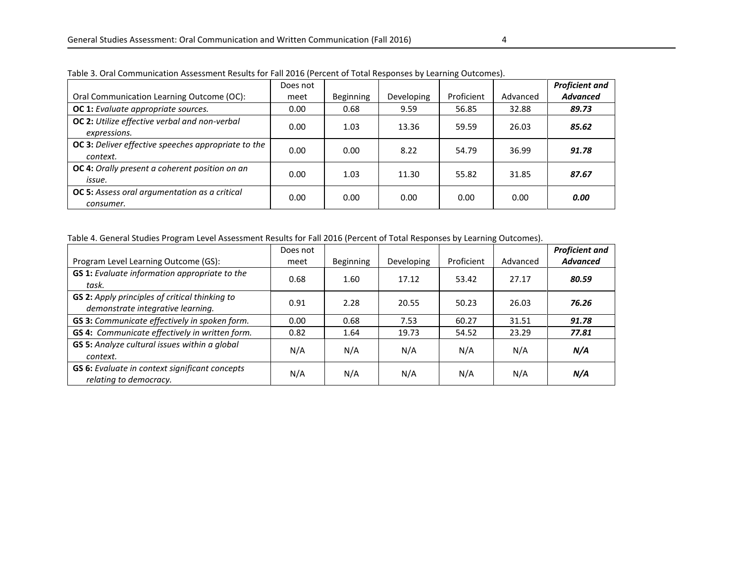Table 3. Oral Communication Assessment Results for Fall 2016 (Percent of Total Responses by Learning Outcomes).

| Oral Communication Learning Outcome (OC): | Does not meet | Beginning | Developing | Proficient | Advanced | ***Proficient and Advanced*** |
|---|---|---|---|---|---|---|
| **OC 1:** *Evaluate appropriate sources.* | 0.00 | 0.68 | 9.59 | 56.85 | 32.88 | ***89.73*** |
| **OC 2:** *Utilize effective verbal and non-verbal expressions.* | 0.00 | 1.03 | 13.36 | 59.59 | 26.03 | ***85.62*** |
| **OC 3:** *Deliver effective speeches appropriate to the context.* | 0.00 | 0.00 | 8.22 | 54.79 | 36.99 | ***91.78*** |
| **OC 4:** *Orally present a coherent position on an issue.* | 0.00 | 1.03 | 11.30 | 55.82 | 31.85 | ***87.67*** |
| **OC 5:** *Assess oral argumentation as a critical consumer.* | 0.00 | 0.00 | 0.00 | 0.00 | 0.00 | ***0.00*** |

Table 4. General Studies Program Level Assessment Results for Fall 2016 (Percent of Total Responses by Learning Outcomes).

| Program Level Learning Outcome (GS): | Does not meet | Beginning | Developing | Proficient | Advanced | ***Proficient and Advanced*** |
|---|---|---|---|---|---|---|
| **GS 1:** *Evaluate information appropriate to the task.* | 0.68 | 1.60 | 17.12 | 53.42 | 27.17 | ***80.59*** |
| **GS 2:** *Apply principles of critical thinking to demonstrate integrative learning.* | 0.91 | 2.28 | 20.55 | 50.23 | 26.03 | ***76.26*** |
| **GS 3:** *Communicate effectively in spoken form.* | 0.00 | 0.68 | 7.53 | 60.27 | 31.51 | ***91.78*** |
| **GS 4:** *Communicate effectively in written form.* | 0.82 | 1.64 | 19.73 | 54.52 | 23.29 | ***77.81*** |
| **GS 5:** *Analyze cultural issues within a global context.* | N/A | N/A | N/A | N/A | N/A | ***N/A*** |
| **GS 6:** *Evaluate in context significant concepts relating to democracy.* | N/A | N/A | N/A | N/A | N/A | ***N/A*** |